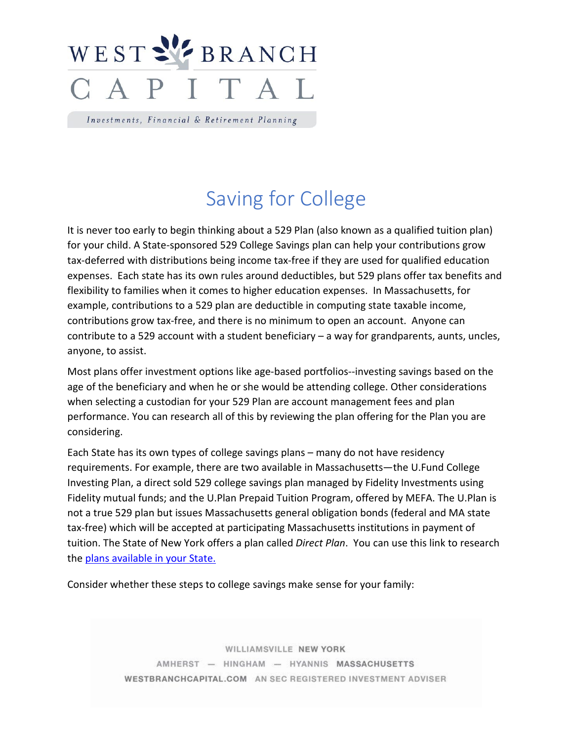# Saving for College

It is never too early to begin thinking about a 529 Plan (also known as a qualified tuition plan) for your child. A State-sponsored 529 College Savings plan can help your contributions grow tax-deferred with distributions being income tax-free if they are used for qualified education expenses. Each state has its own rules around deductibles, but 529 plans offer tax benefits and flexibility to families when it comes to higher education expenses. In Massachusetts, for example, contributions to a 529 plan are deductible in computing state taxable income, contributions grow tax-free, and there is no minimum to open an account. Anyone can contribute to a 529 account with a student beneficiary – a way for grandparents, aunts, uncles, anyone, to assist.

Most plans offer investment options like age-based portfolios--investing savings based on the age of the beneficiary and when he or she would be attending college. Other considerations when selecting a custodian for your 529 Plan are account management fees and plan performance. You can research all of this by reviewing the plan offering for the Plan you are considering.

Each State has its own types of college savings plans – many do not have residency requirements. For example, there are two available in Massachusetts—the U.Fund College Investing Plan, a direct sold 529 college savings plan managed by Fidelity Investments using Fidelity mutual funds; and the U.Plan Prepaid Tuition Program, offered by MEFA. The U.Plan is not a true 529 plan but issues Massachusetts general obligation bonds (federal and MA state tax-free) which will be accepted at participating Massachusetts institutions in payment of tuition. The State of New York offers a plan called *Direct Plan*. You can use this link to research the plans available in your State.

Consider whether these steps to college savings make sense for your family: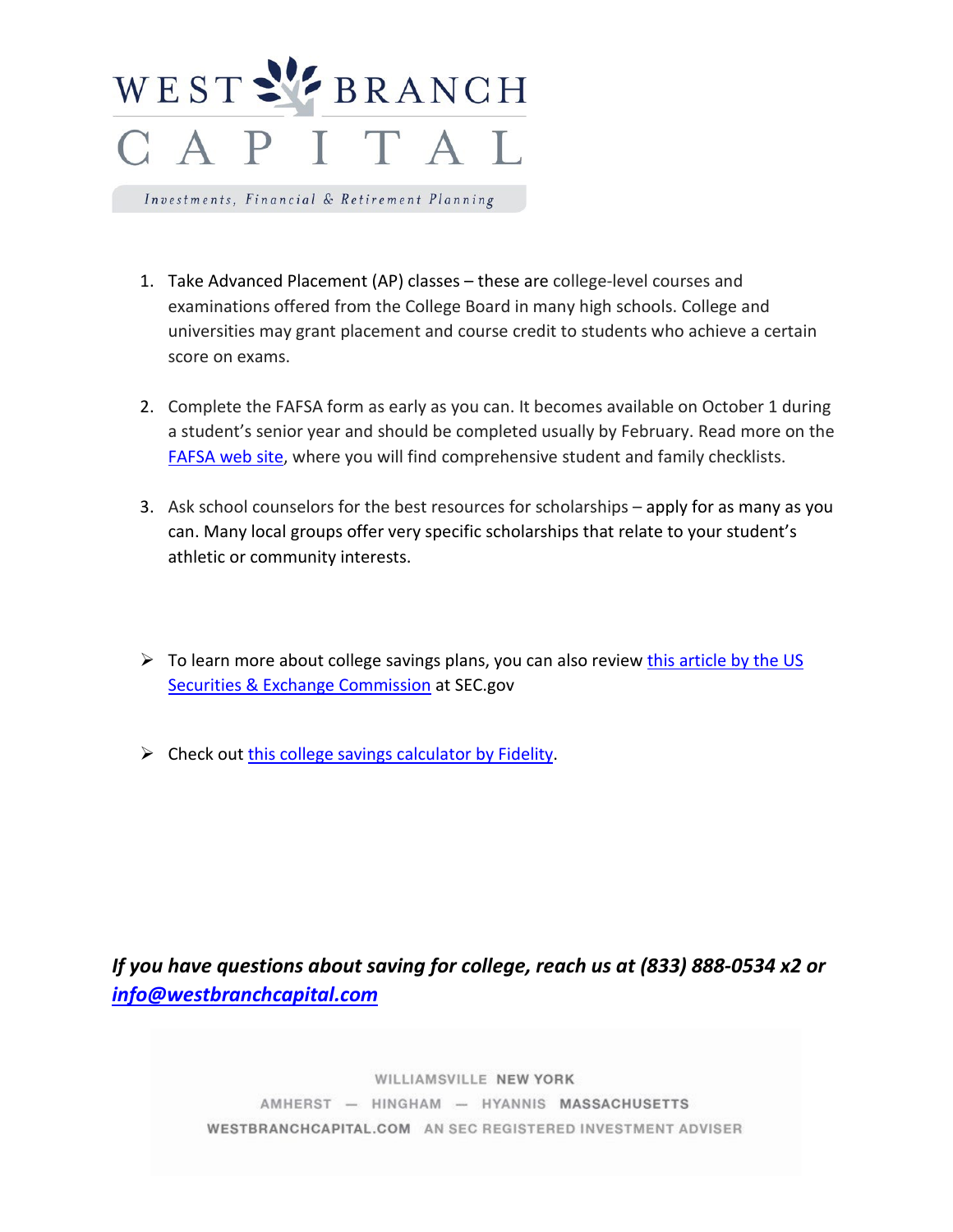1. Take Advanced Placement (AP) classes – these are college-level courses and examinations offered from the College Board in many high schools. College and universities may grant placement and course credit to students who achieve a certain score on exams.

2. Complete the FAFSA form as early as you can. It becomes available on October 1 during a student's senior year and should be completed usually by February. Read more on the FAFSA web site, where you will find comprehensive student and family checklists.

3. Ask school counselors for the best resources for scholarships – apply for as many as you can. Many local groups offer very specific scholarships that relate to your student's athletic or community interests.

- To learn more about college savings plans, you can also review this article by the US Securities & Exchange Commission at SEC.gov

- Check out this college savings calculator by Fidelity.

***If you have questions about saving for college, reach us at (833) 888-0534 x2 or info@westbranchcapital.com***